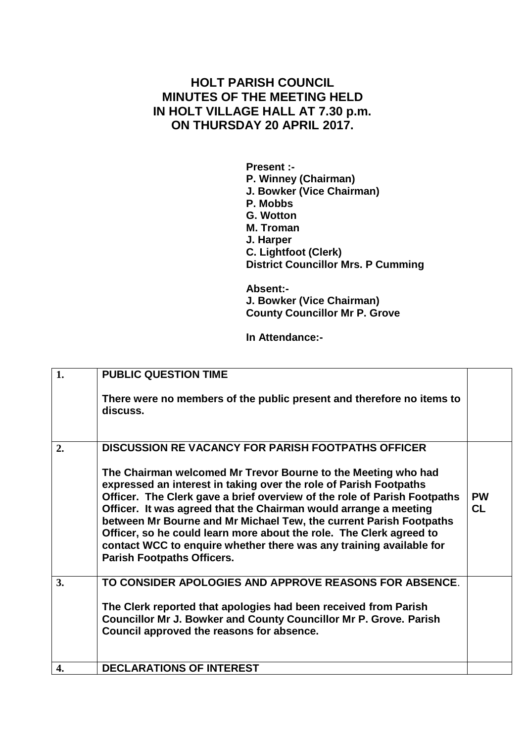# HOLT PARISH COUNCIL
# MINUTES OF THE MEETING HELD
# IN HOLT VILLAGE HALL AT 7.30 p.m.
# ON THURSDAY 20 APRIL 2017.

**Present :-**
**P. Winney (Chairman)**
**J. Bowker (Vice Chairman)**
**P. Mobbs**
**G. Wotton**
**M. Troman**
**J. Harper**
**C. Lightfoot (Clerk)**
**District Councillor Mrs. P Cumming**

**Absent:-**
**J. Bowker (Vice Chairman)**
**County Councillor Mr P. Grove**

**In Attendance:-**

| | | |
|---|---|---|
| **1.** | **PUBLIC QUESTION TIME**<br><br>**There were no members of the public present and therefore no items to discuss.** | |
| **2.** | **DISCUSSION RE VACANCY FOR PARISH FOOTPATHS OFFICER**<br><br>**The Chairman welcomed Mr Trevor Bourne to the Meeting who had expressed an interest in taking over the role of Parish Footpaths Officer. The Clerk gave a brief overview of the role of Parish Footpaths Officer. It was agreed that the Chairman would arrange a meeting between Mr Bourne and Mr Michael Tew, the current Parish Footpaths Officer, so he could learn more about the role. The Clerk agreed to contact WCC to enquire whether there was any training available for Parish Footpaths Officers.** | **PW**<br>**CL** |
| **3.** | **TO CONSIDER APOLOGIES AND APPROVE REASONS FOR ABSENCE.**<br><br>**The Clerk reported that apologies had been received from Parish Councillor Mr J. Bowker and County Councillor Mr P. Grove. Parish Council approved the reasons for absence.** | |
| **4.** | **DECLARATIONS OF INTEREST** | |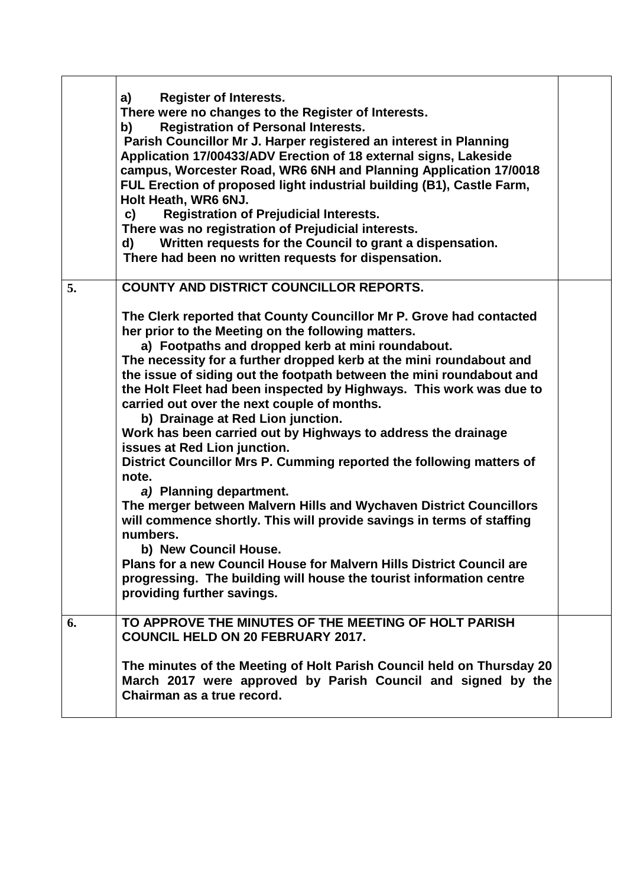| | | |
|---|---|---|
| | **a) Register of Interests.**<br>**There were no changes to the Register of Interests.**<br>**b) Registration of Personal Interests.**<br>**Parish Councillor Mr J. Harper registered an interest in Planning Application 17/00433/ADV Erection of 18 external signs, Lakeside campus, Worcester Road, WR6 6NH and Planning Application 17/0018 FUL Erection of proposed light industrial building (B1), Castle Farm, Holt Heath, WR6 6NJ.**<br>**c) Registration of Prejudicial Interests.**<br>**There was no registration of Prejudicial interests.**<br>**d) Written requests for the Council to grant a dispensation.**<br>**There had been no written requests for dispensation.** | |
| **5.** | **COUNTY AND DISTRICT COUNCILLOR REPORTS.**<br><br>**The Clerk reported that County Councillor Mr P. Grove had contacted her prior to the Meeting on the following matters.**<br>**a) Footpaths and dropped kerb at mini roundabout.**<br>**The necessity for a further dropped kerb at the mini roundabout and the issue of siding out the footpath between the mini roundabout and the Holt Fleet had been inspected by Highways. This work was due to carried out over the next couple of months.**<br>**b) Drainage at Red Lion junction.**<br>**Work has been carried out by Highways to address the drainage issues at Red Lion junction.**<br>**District Councillor Mrs P. Cumming reported the following matters of note.**<br>***a)* Planning department.**<br>**The merger between Malvern Hills and Wychaven District Councillors will commence shortly. This will provide savings in terms of staffing numbers.**<br>**b) New Council House.**<br>**Plans for a new Council House for Malvern Hills District Council are progressing. The building will house the tourist information centre providing further savings.** | |
| **6.** | **TO APPROVE THE MINUTES OF THE MEETING OF HOLT PARISH COUNCIL HELD ON 20 FEBRUARY 2017.**<br><br>**The minutes of the Meeting of Holt Parish Council held on Thursday 20 March 2017 were approved by Parish Council and signed by the Chairman as a true record.** | |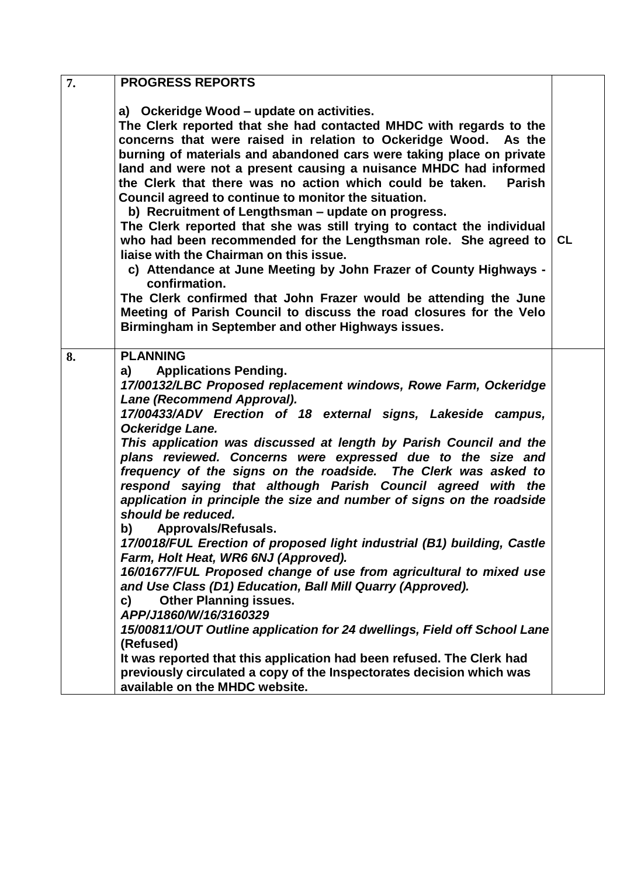| | | |
|---|---|---|
| **7.** | **PROGRESS REPORTS**<br><br>**a) Ockeridge Wood – update on activities.**<br>**The Clerk reported that she had contacted MHDC with regards to the concerns that were raised in relation to Ockeridge Wood. As the burning of materials and abandoned cars were taking place on private land and were not a present causing a nuisance MHDC had informed the Clerk that there was no action which could be taken. Parish Council agreed to continue to monitor the situation.**<br>**b) Recruitment of Lengthsman – update on progress.**<br>**The Clerk reported that she was still trying to contact the individual who had been recommended for the Lengthsman role. She agreed to liaise with the Chairman on this issue.**<br>**c) Attendance at June Meeting by John Frazer of County Highways - confirmation.**<br>**The Clerk confirmed that John Frazer would be attending the June Meeting of Parish Council to discuss the road closures for the Velo Birmingham in September and other Highways issues.** | **CL** |
| **8.** | **PLANNING**<br>**a) Applications Pending.**<br>***17/00132/LBC Proposed replacement windows, Rowe Farm, Ockeridge Lane (Recommend Approval).***<br>***17/00433/ADV Erection of 18 external signs, Lakeside campus, Ockeridge Lane.***<br>***This application was discussed at length by Parish Council and the plans reviewed. Concerns were expressed due to the size and frequency of the signs on the roadside. The Clerk was asked to respond saying that although Parish Council agreed with the application in principle the size and number of signs on the roadside should be reduced.***<br>**b) Approvals/Refusals.**<br>***17/0018/FUL Erection of proposed light industrial (B1) building, Castle Farm, Holt Heat, WR6 6NJ (Approved).***<br>***16/01677/FUL Proposed change of use from agricultural to mixed use and Use Class (D1) Education, Ball Mill Quarry (Approved).***<br>**c) Other Planning issues.**<br>***APP/J1860/W/16/3160329***<br>***15/00811/OUT Outline application for 24 dwellings, Field off School Lane*** **(Refused)**<br>**It was reported that this application had been refused. The Clerk had previously circulated a copy of the Inspectorates decision which was available on the MHDC website.** | |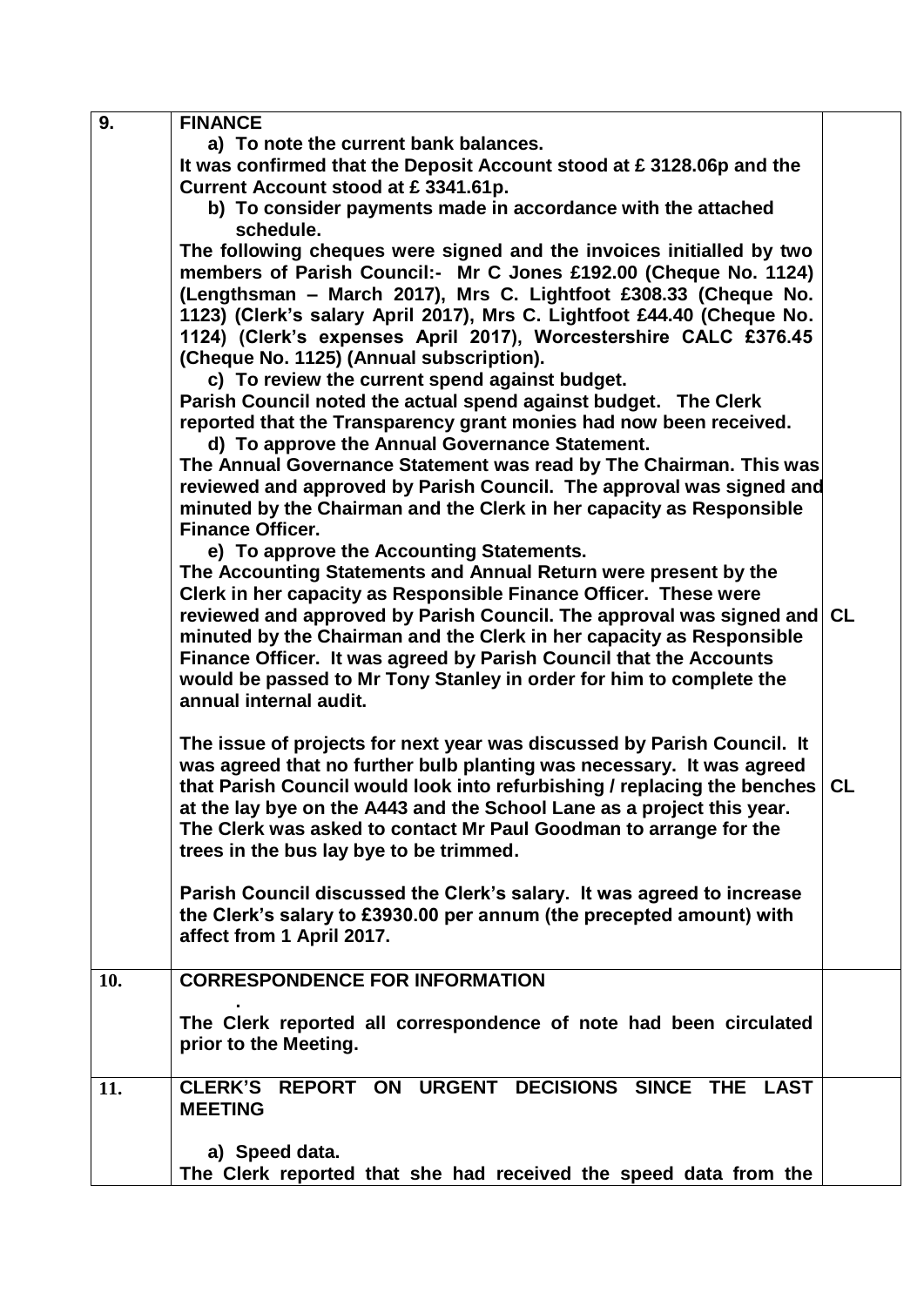| | | |
|---|---|---|
| **9.** | **FINANCE**<br>**a) To note the current bank balances.**<br>**It was confirmed that the Deposit Account stood at £ 3128.06p and the Current Account stood at £ 3341.61p.**<br>**b) To consider payments made in accordance with the attached schedule.**<br>**The following cheques were signed and the invoices initialled by two members of Parish Council:- Mr C Jones £192.00 (Cheque No. 1124) (Lengthsman – March 2017), Mrs C. Lightfoot £308.33 (Cheque No. 1123) (Clerk's salary April 2017), Mrs C. Lightfoot £44.40 (Cheque No. 1124) (Clerk's expenses April 2017), Worcestershire CALC £376.45 (Cheque No. 1125) (Annual subscription).**<br>**c) To review the current spend against budget.**<br>**Parish Council noted the actual spend against budget. The Clerk reported that the Transparency grant monies had now been received.**<br>**d) To approve the Annual Governance Statement.**<br>**The Annual Governance Statement was read by The Chairman. This was reviewed and approved by Parish Council. The approval was signed and minuted by the Chairman and the Clerk in her capacity as Responsible Finance Officer.**<br>**e) To approve the Accounting Statements.**<br>**The Accounting Statements and Annual Return were present by the Clerk in her capacity as Responsible Finance Officer. These were reviewed and approved by Parish Council. The approval was signed and minuted by the Chairman and the Clerk in her capacity as Responsible Finance Officer. It was agreed by Parish Council that the Accounts would be passed to Mr Tony Stanley in order for him to complete the annual internal audit.**<br><br>**The issue of projects for next year was discussed by Parish Council. It was agreed that no further bulb planting was necessary. It was agreed that Parish Council would look into refurbishing / replacing the benches at the lay bye on the A443 and the School Lane as a project this year. The Clerk was asked to contact Mr Paul Goodman to arrange for the trees in the bus lay bye to be trimmed.**<br><br>**Parish Council discussed the Clerk's salary. It was agreed to increase the Clerk's salary to £3930.00 per annum (the precepted amount) with affect from 1 April 2017.** | **CL**<br><br>**CL** |
| **10.** | **CORRESPONDENCE FOR INFORMATION**<br>**.**<br>**The Clerk reported all correspondence of note had been circulated prior to the Meeting.** | |
| **11.** | **CLERK'S REPORT ON URGENT DECISIONS SINCE THE LAST MEETING**<br><br>**a) Speed data.**<br>**The Clerk reported that she had received the speed data from the** | |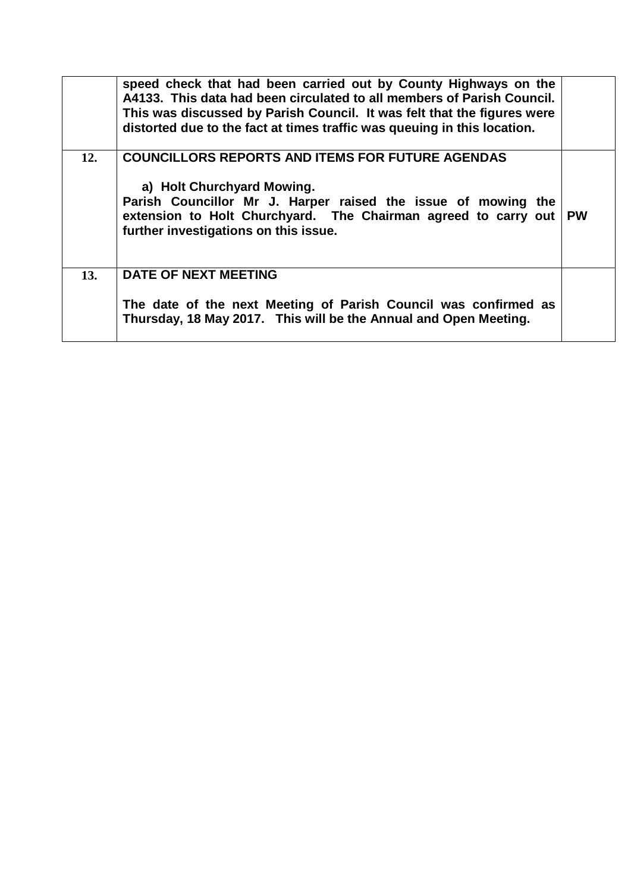| | | |
|---|---|---|
| | **speed check that had been carried out by County Highways on the A4133. This data had been circulated to all members of Parish Council. This was discussed by Parish Council. It was felt that the figures were distorted due to the fact at times traffic was queuing in this location.** | |
| **12.** | **COUNCILLORS REPORTS AND ITEMS FOR FUTURE AGENDAS**<br><br>**a) Holt Churchyard Mowing.**<br>**Parish Councillor Mr J. Harper raised the issue of mowing the extension to Holt Churchyard. The Chairman agreed to carry out further investigations on this issue.** | **PW** |
| **13.** | **DATE OF NEXT MEETING**<br><br>**The date of the next Meeting of Parish Council was confirmed as Thursday, 18 May 2017. This will be the Annual and Open Meeting.** | |